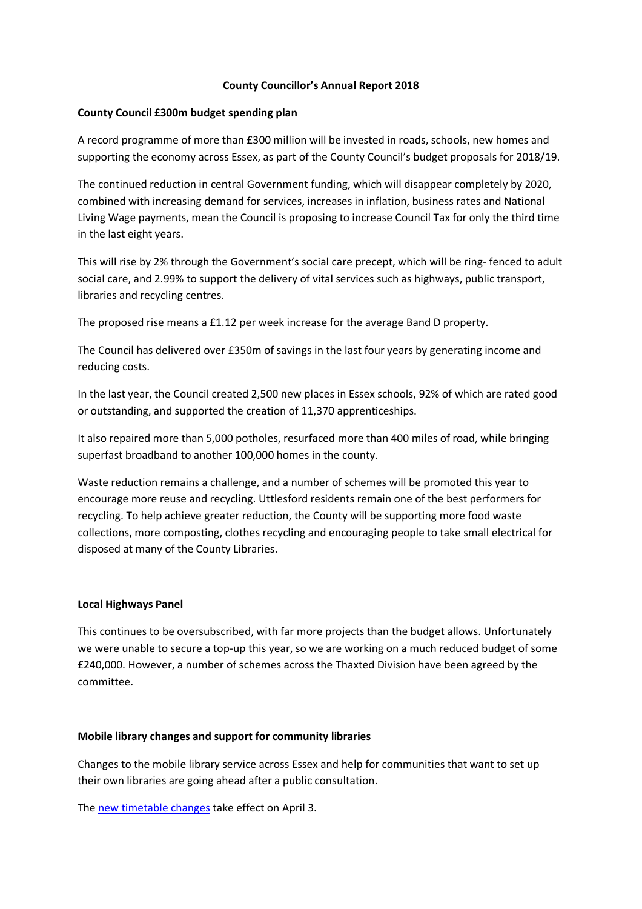# County Councillor's Annual Report 2018

## County Council £300m budget spending plan

A record programme of more than £300 million will be invested in roads, schools, new homes and supporting the economy across Essex, as part of the County Council's budget proposals for 2018/19.

The continued reduction in central Government funding, which will disappear completely by 2020, combined with increasing demand for services, increases in inflation, business rates and National Living Wage payments, mean the Council is proposing to increase Council Tax for only the third time in the last eight years.

This will rise by 2% through the Government's social care precept, which will be ring- fenced to adult social care, and 2.99% to support the delivery of vital services such as highways, public transport, libraries and recycling centres.

The proposed rise means a £1.12 per week increase for the average Band D property.

The Council has delivered over £350m of savings in the last four years by generating income and reducing costs.

In the last year, the Council created 2,500 new places in Essex schools, 92% of which are rated good or outstanding, and supported the creation of 11,370 apprenticeships.

It also repaired more than 5,000 potholes, resurfaced more than 400 miles of road, while bringing superfast broadband to another 100,000 homes in the county.

Waste reduction remains a challenge, and a number of schemes will be promoted this year to encourage more reuse and recycling. Uttlesford residents remain one of the best performers for recycling. To help achieve greater reduction, the County will be supporting more food waste collections, more composting, clothes recycling and encouraging people to take small electrical for disposed at many of the County Libraries.

## Local Highways Panel

This continues to be oversubscribed, with far more projects than the budget allows. Unfortunately we were unable to secure a top-up this year, so we are working on a much reduced budget of some £240,000. However, a number of schemes across the Thaxted Division have been agreed by the committee.

## Mobile library changes and support for community libraries

Changes to the mobile library service across Essex and help for communities that want to set up their own libraries are going ahead after a public consultation.

The new timetable changes take effect on April 3.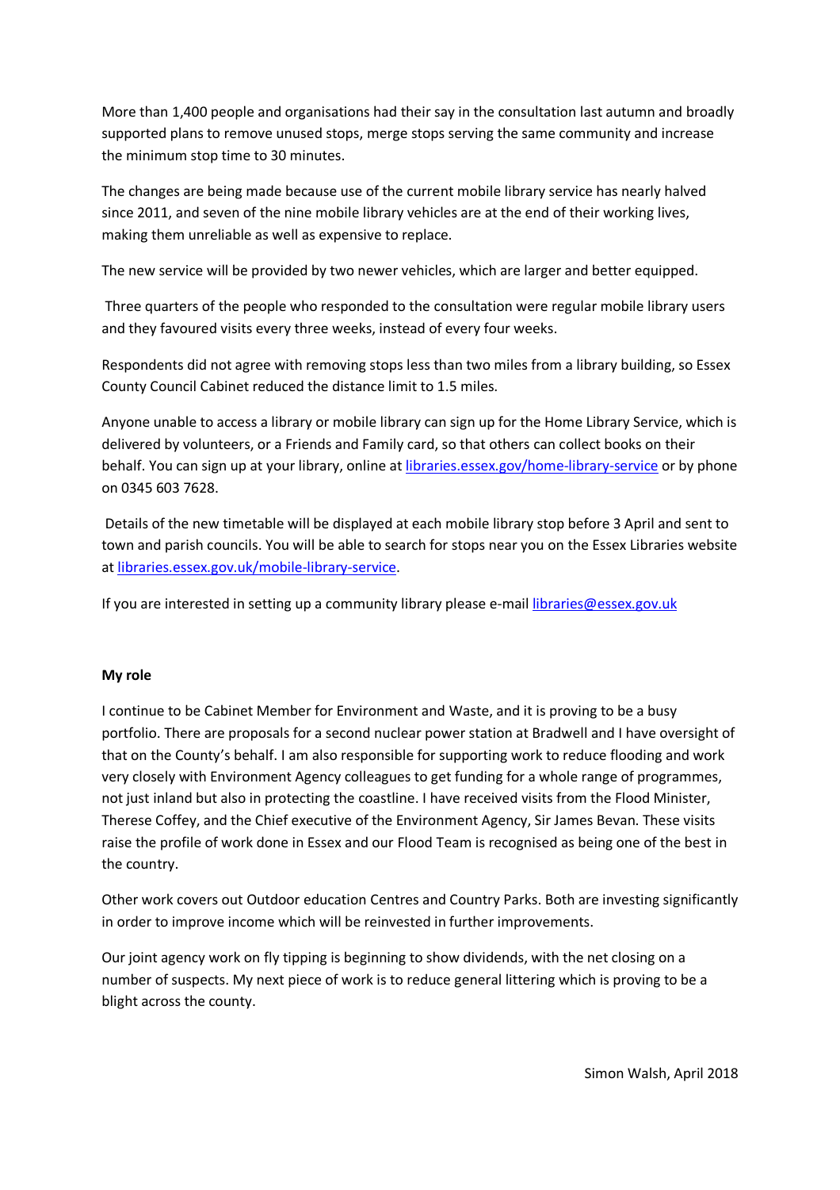More than 1,400 people and organisations had their say in the consultation last autumn and broadly supported plans to remove unused stops, merge stops serving the same community and increase the minimum stop time to 30 minutes.

The changes are being made because use of the current mobile library service has nearly halved since 2011, and seven of the nine mobile library vehicles are at the end of their working lives, making them unreliable as well as expensive to replace.

The new service will be provided by two newer vehicles, which are larger and better equipped.

Three quarters of the people who responded to the consultation were regular mobile library users and they favoured visits every three weeks, instead of every four weeks.

Respondents did not agree with removing stops less than two miles from a library building, so Essex County Council Cabinet reduced the distance limit to 1.5 miles.

Anyone unable to access a library or mobile library can sign up for the Home Library Service, which is delivered by volunteers, or a Friends and Family card, so that others can collect books on their behalf. You can sign up at your library, online at libraries.essex.gov/home-library-service or by phone on 0345 603 7628.

Details of the new timetable will be displayed at each mobile library stop before 3 April and sent to town and parish councils. You will be able to search for stops near you on the Essex Libraries website at libraries.essex.gov.uk/mobile-library-service.

If you are interested in setting up a community library please e-mail libraries@essex.gov.uk

**My role**

I continue to be Cabinet Member for Environment and Waste, and it is proving to be a busy portfolio. There are proposals for a second nuclear power station at Bradwell and I have oversight of that on the County's behalf. I am also responsible for supporting work to reduce flooding and work very closely with Environment Agency colleagues to get funding for a whole range of programmes, not just inland but also in protecting the coastline. I have received visits from the Flood Minister, Therese Coffey, and the Chief executive of the Environment Agency, Sir James Bevan. These visits raise the profile of work done in Essex and our Flood Team is recognised as being one of the best in the country.

Other work covers out Outdoor education Centres and Country Parks. Both are investing significantly in order to improve income which will be reinvested in further improvements.

Our joint agency work on fly tipping is beginning to show dividends, with the net closing on a number of suspects. My next piece of work is to reduce general littering which is proving to be a blight across the county.

Simon Walsh, April 2018